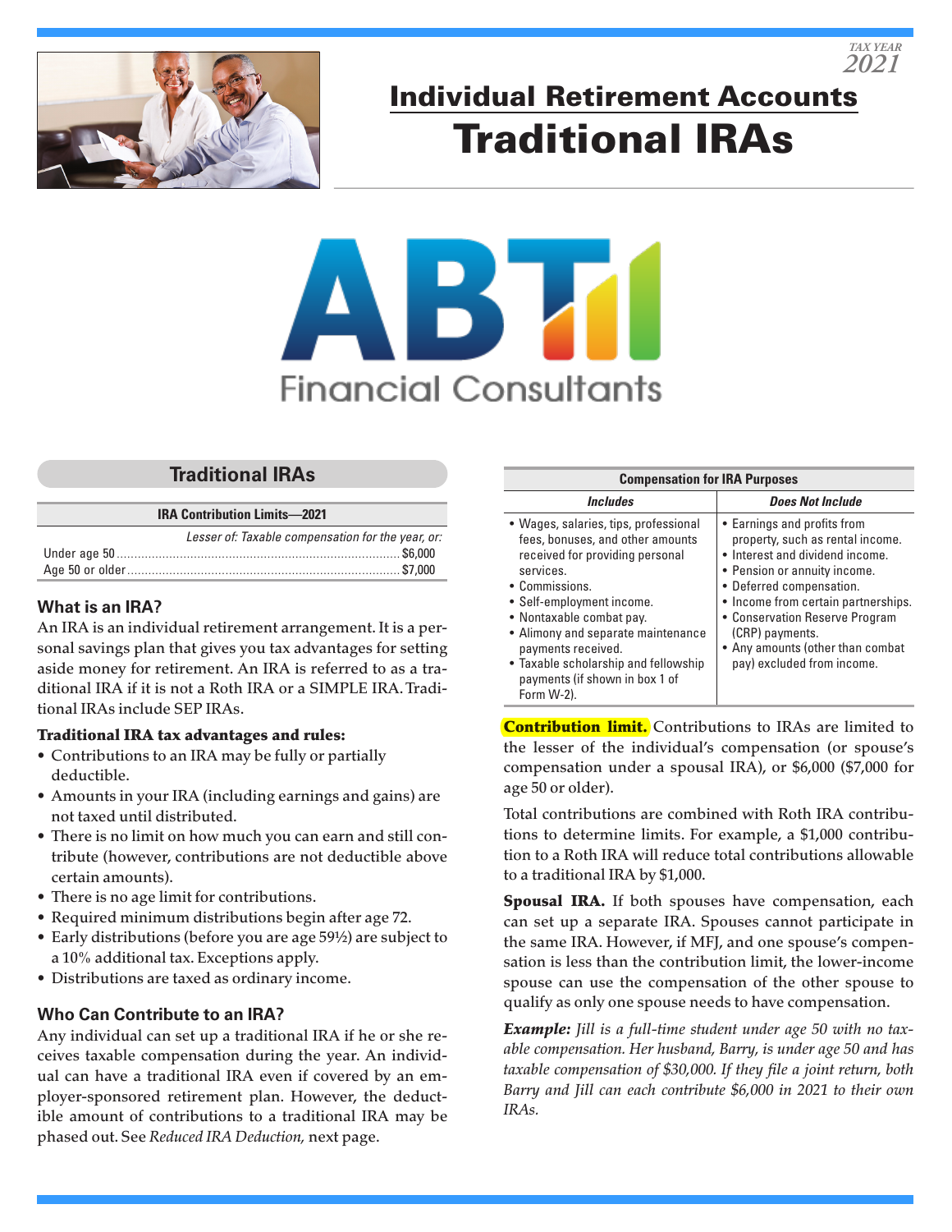TAX YEAR 2021

# Individual Retirement Accounts
# Traditional IRAs

ABT Financial Consultants

## Traditional IRAs

| IRA Contribution Limits—2021 | |
|---|---|
| *Lesser of: Taxable compensation for the year, or:* | |
| Under age 50 | $6,000 |
| Age 50 or older | $7,000 |

### What is an IRA?

An IRA is an individual retirement arrangement. It is a personal savings plan that gives you tax advantages for setting aside money for retirement. An IRA is referred to as a traditional IRA if it is not a Roth IRA or a SIMPLE IRA. Traditional IRAs include SEP IRAs.

**Traditional IRA tax advantages and rules:**

- Contributions to an IRA may be fully or partially deductible.
- Amounts in your IRA (including earnings and gains) are not taxed until distributed.
- There is no limit on how much you can earn and still contribute (however, contributions are not deductible above certain amounts).
- There is no age limit for contributions.
- Required minimum distributions begin after age 72.
- Early distributions (before you are age 59½) are subject to a 10% additional tax. Exceptions apply.
- Distributions are taxed as ordinary income.

### Who Can Contribute to an IRA?

Any individual can set up a traditional IRA if he or she receives taxable compensation during the year. An individual can have a traditional IRA even if covered by an employer-sponsored retirement plan. However, the deductible amount of contributions to a traditional IRA may be phased out. See *Reduced IRA Deduction,* next page.

| Compensation for IRA Purposes | |
|---|---|
| ***Includes*** | ***Does Not Include*** |
| • Wages, salaries, tips, professional fees, bonuses, and other amounts received for providing personal services.<br>• Commissions.<br>• Self-employment income.<br>• Nontaxable combat pay.<br>• Alimony and separate maintenance payments received.<br>• Taxable scholarship and fellowship payments (if shown in box 1 of Form W-2). | • Earnings and profits from property, such as rental income.<br>• Interest and dividend income.<br>• Pension or annuity income.<br>• Deferred compensation.<br>• Income from certain partnerships.<br>• Conservation Reserve Program (CRP) payments.<br>• Any amounts (other than combat pay) excluded from income. |

**Contribution limit.** Contributions to IRAs are limited to the lesser of the individual's compensation (or spouse's compensation under a spousal IRA), or $6,000 ($7,000 for age 50 or older).

Total contributions are combined with Roth IRA contributions to determine limits. For example, a $1,000 contribution to a Roth IRA will reduce total contributions allowable to a traditional IRA by $1,000.

**Spousal IRA.** If both spouses have compensation, each can set up a separate IRA. Spouses cannot participate in the same IRA. However, if MFJ, and one spouse's compensation is less than the contribution limit, the lower-income spouse can use the compensation of the other spouse to qualify as only one spouse needs to have compensation.

***Example:*** *Jill is a full-time student under age 50 with no taxable compensation. Her husband, Barry, is under age 50 and has taxable compensation of $30,000. If they file a joint return, both Barry and Jill can each contribute $6,000 in 2021 to their own IRAs.*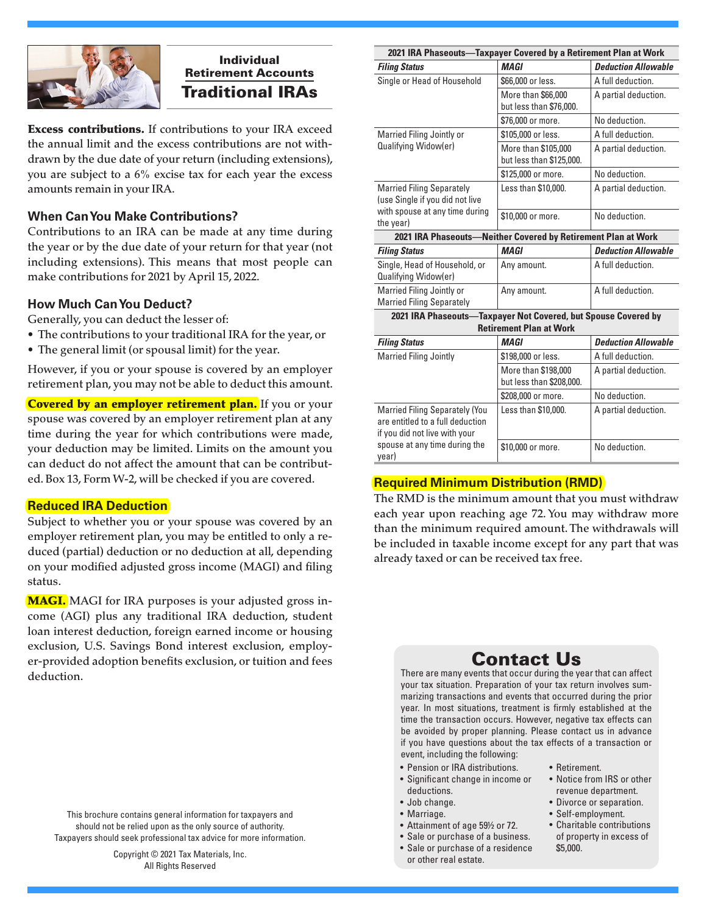## Individual Retirement Accounts
# Traditional IRAs

**Excess contributions.** If contributions to your IRA exceed the annual limit and the excess contributions are not withdrawn by the due date of your return (including extensions), you are subject to a 6% excise tax for each year the excess amounts remain in your IRA.

### When Can You Make Contributions?

Contributions to an IRA can be made at any time during the year or by the due date of your return for that year (not including extensions). This means that most people can make contributions for 2021 by April 15, 2022.

### How Much Can You Deduct?

Generally, you can deduct the lesser of:

- The contributions to your traditional IRA for the year, or
- The general limit (or spousal limit) for the year.

However, if you or your spouse is covered by an employer retirement plan, you may not be able to deduct this amount.

**Covered by an employer retirement plan.** If you or your spouse was covered by an employer retirement plan at any time during the year for which contributions were made, your deduction may be limited. Limits on the amount you can deduct do not affect the amount that can be contributed. Box 13, Form W-2, will be checked if you are covered.

### Reduced IRA Deduction

Subject to whether you or your spouse was covered by an employer retirement plan, you may be entitled to only a reduced (partial) deduction or no deduction at all, depending on your modified adjusted gross income (MAGI) and filing status.

**MAGI.** MAGI for IRA purposes is your adjusted gross income (AGI) plus any traditional IRA deduction, student loan interest deduction, foreign earned income or housing exclusion, U.S. Savings Bond interest exclusion, employer-provided adoption benefits exclusion, or tuition and fees deduction.

**2021 IRA Phaseouts—Taxpayer Covered by a Retirement Plan at Work**

| *Filing Status* | *MAGI* | *Deduction Allowable* |
|---|---|---|
| Single or Head of Household | $66,000 or less. | A full deduction. |
| | More than $66,000 but less than $76,000. | A partial deduction. |
| | $76,000 or more. | No deduction. |
| Married Filing Jointly or Qualifying Widow(er) | $105,000 or less. | A full deduction. |
| | More than $105,000 but less than $125,000. | A partial deduction. |
| | $125,000 or more. | No deduction. |
| Married Filing Separately (use Single if you did not live with spouse at any time during the year) | Less than $10,000. | A partial deduction. |
| | $10,000 or more. | No deduction. |

**2021 IRA Phaseouts—Neither Covered by Retirement Plan at Work**

| *Filing Status* | *MAGI* | *Deduction Allowable* |
|---|---|---|
| Single, Head of Household, or Qualifying Widow(er) | Any amount. | A full deduction. |
| Married Filing Jointly or Married Filing Separately | Any amount. | A full deduction. |

**2021 IRA Phaseouts—Taxpayer Not Covered, but Spouse Covered by Retirement Plan at Work**

| *Filing Status* | *MAGI* | *Deduction Allowable* |
|---|---|---|
| Married Filing Jointly | $198,000 or less. | A full deduction. |
| | More than $198,000 but less than $208,000. | A partial deduction. |
| | $208,000 or more. | No deduction. |
| Married Filing Separately (You are entitled to a full deduction if you did not live with your spouse at any time during the year) | Less than $10,000. | A partial deduction. |
| | $10,000 or more. | No deduction. |

### Required Minimum Distribution (RMD)

The RMD is the minimum amount that you must withdraw each year upon reaching age 72. You may withdraw more than the minimum required amount. The withdrawals will be included in taxable income except for any part that was already taxed or can be received tax free.

## Contact Us

There are many events that occur during the year that can affect your tax situation. Preparation of your tax return involves summarizing transactions and events that occurred during the prior year. In most situations, treatment is firmly established at the time the transaction occurs. However, negative tax effects can be avoided by proper planning. Please contact us in advance if you have questions about the tax effects of a transaction or event, including the following:

- Pension or IRA distributions.
- Significant change in income or deductions.
- Job change.
- Marriage.
- Attainment of age 59½ or 72.
- Sale or purchase of a business.
- Sale or purchase of a residence or other real estate.
- Retirement.
- Notice from IRS or other revenue department.
- Divorce or separation.
- Self-employment.
- Charitable contributions of property in excess of $5,000.

This brochure contains general information for taxpayers and should not be relied upon as the only source of authority. Taxpayers should seek professional tax advice for more information.

Copyright © 2021 Tax Materials, Inc.
All Rights Reserved